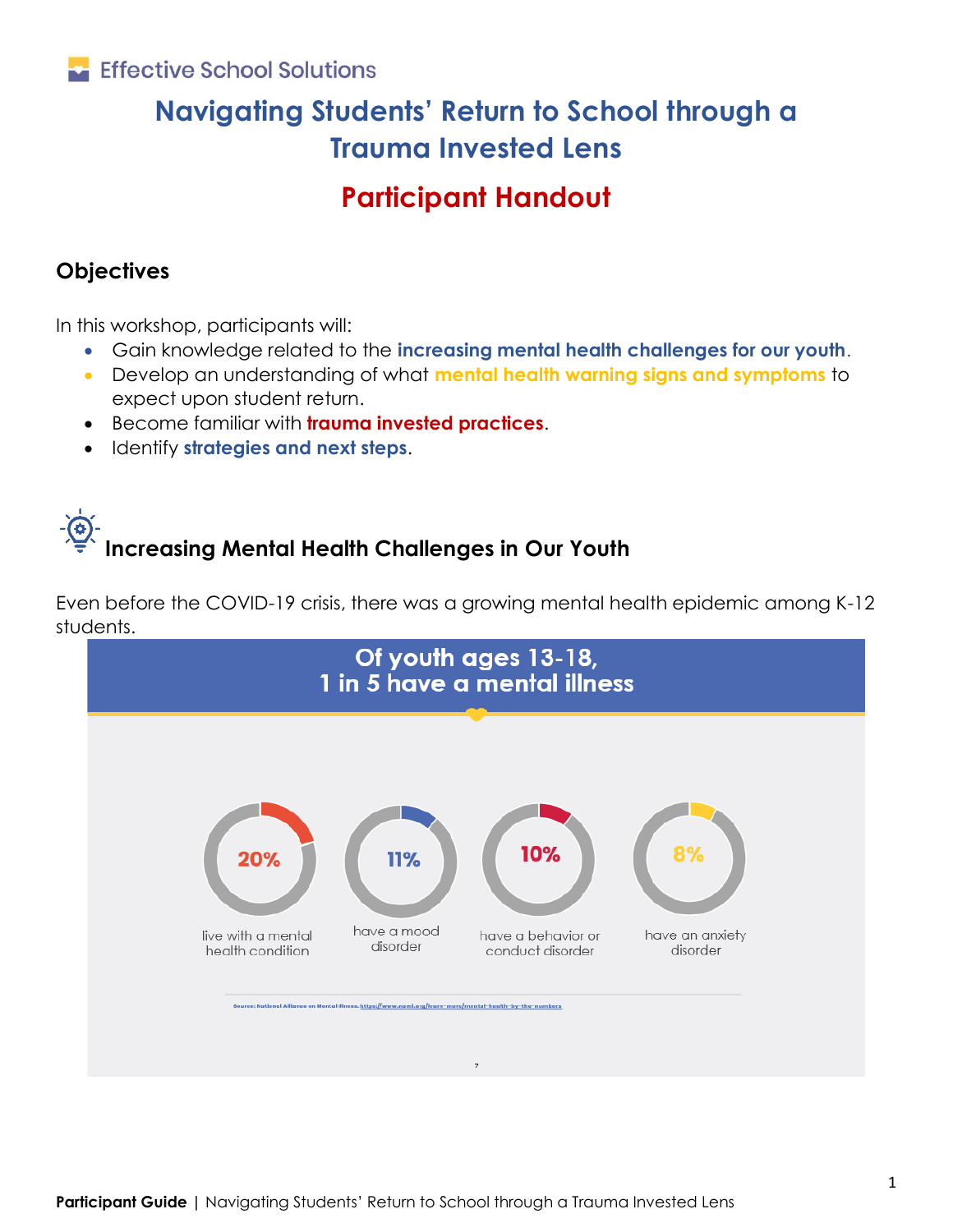Effective School Solutions

# Navigating Students' Return to School through a Trauma Invested Lens

## Participant Handout

### Objectives

In this workshop, participants will:

- Gain knowledge related to the **increasing mental health challenges for our youth**.
- Develop an understanding of what **mental health warning signs and symptoms** to expect upon student return.
- Become familiar with **trauma invested practices**.
- Identify **strategies and next steps**.

### Increasing Mental Health Challenges in Our Youth

Even before the COVID-19 crisis, there was a growing mental health epidemic among K-12 students.

**Of youth ages 13-18, 1 in 5 have a mental illness**

- **20%** live with a mental health condition
- **11%** have a mood disorder
- **10%** have a behavior or conduct disorder
- **8%** have an anxiety disorder

Source: National Alliance on Mental Illness. https://www.nami.org/learn-more/mental-health-by-the-numbers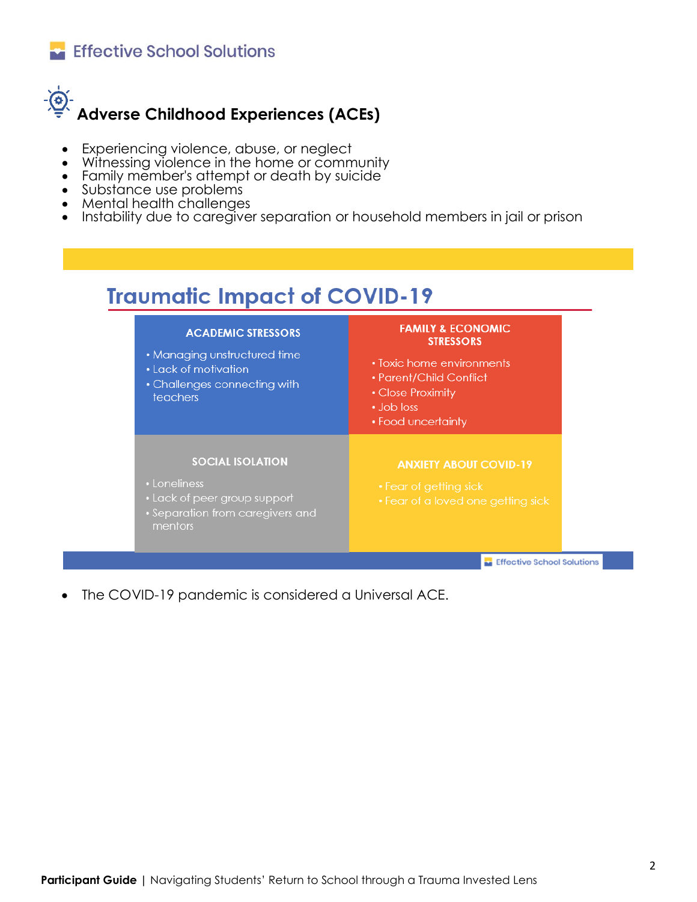## Adverse Childhood Experiences (ACEs)

- Experiencing violence, abuse, or neglect
- Witnessing violence in the home or community
- Family member's attempt or death by suicide
- Substance use problems
- Mental health challenges
- Instability due to caregiver separation or household members in jail or prison

## Traumatic Impact of COVID-19

**ACADEMIC STRESSORS**

- Managing unstructured time
- Lack of motivation
- Challenges connecting with teachers

**FAMILY & ECONOMIC STRESSORS**

- Toxic home environments
- Parent/Child Conflict
- Close Proximity
- Job loss
- Food uncertainty

**SOCIAL ISOLATION**

- Loneliness
- Lack of peer group support
- Separation from caregivers and mentors

**ANXIETY ABOUT COVID-19**

- Fear of getting sick
- Fear of a loved one getting sick

- The COVID-19 pandemic is considered a Universal ACE.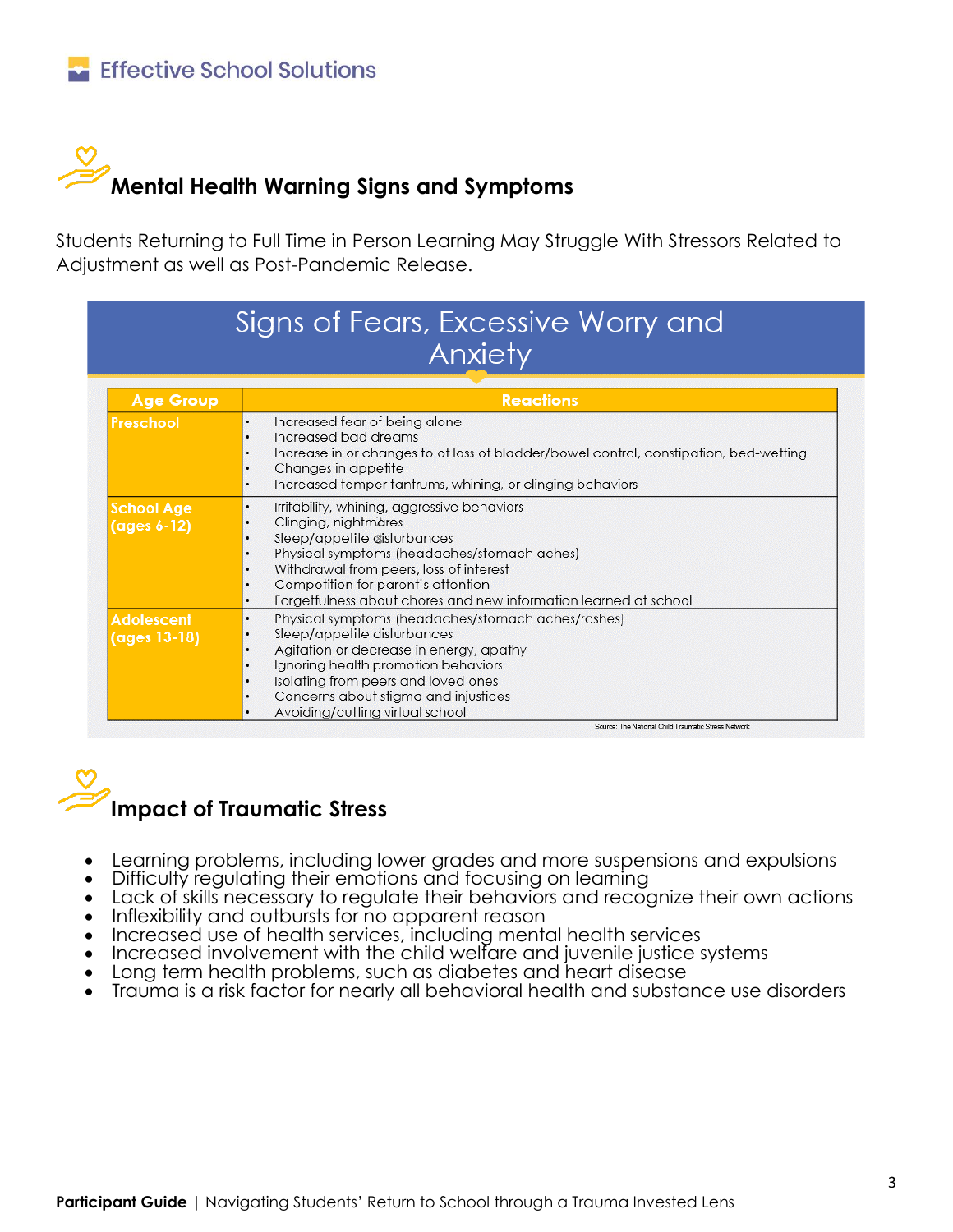## Mental Health Warning Signs and Symptoms

Students Returning to Full Time in Person Learning May Struggle With Stressors Related to Adjustment as well as Post-Pandemic Release.

### Signs of Fears, Excessive Worry and Anxiety

| Age Group | Reactions |
|---|---|
| Preschool | • Increased fear of being alone<br>• Increased bad dreams<br>• Increase in or changes to of loss of bladder/bowel control, constipation, bed-wetting<br>• Changes in appetite<br>• Increased temper tantrums, whining, or clinging behaviors |
| School Age (ages 6-12) | • Irritability, whining, aggressive behaviors<br>• Clinging, nightmares<br>• Sleep/appetite disturbances<br>• Physical symptoms (headaches/stomach aches)<br>• Withdrawal from peers, loss of interest<br>• Competition for parent's attention<br>• Forgetfulness about chores and new information learned at school |
| Adolescent (ages 13-18) | • Physical symptoms (headaches/stomach aches/rashes)<br>• Sleep/appetite disturbances<br>• Agitation or decrease in energy, apathy<br>• Ignoring health promotion behaviors<br>• Isolating from peers and loved ones<br>• Concerns about stigma and injustices<br>• Avoiding/cutting virtual school |

Source: The National Child Traumatic Stress Network

## Impact of Traumatic Stress

- Learning problems, including lower grades and more suspensions and expulsions
- Difficulty regulating their emotions and focusing on learning
- Lack of skills necessary to regulate their behaviors and recognize their own actions
- Inflexibility and outbursts for no apparent reason
- Increased use of health services, including mental health services
- Increased involvement with the child welfare and juvenile justice systems
- Long term health problems, such as diabetes and heart disease
- Trauma is a risk factor for nearly all behavioral health and substance use disorders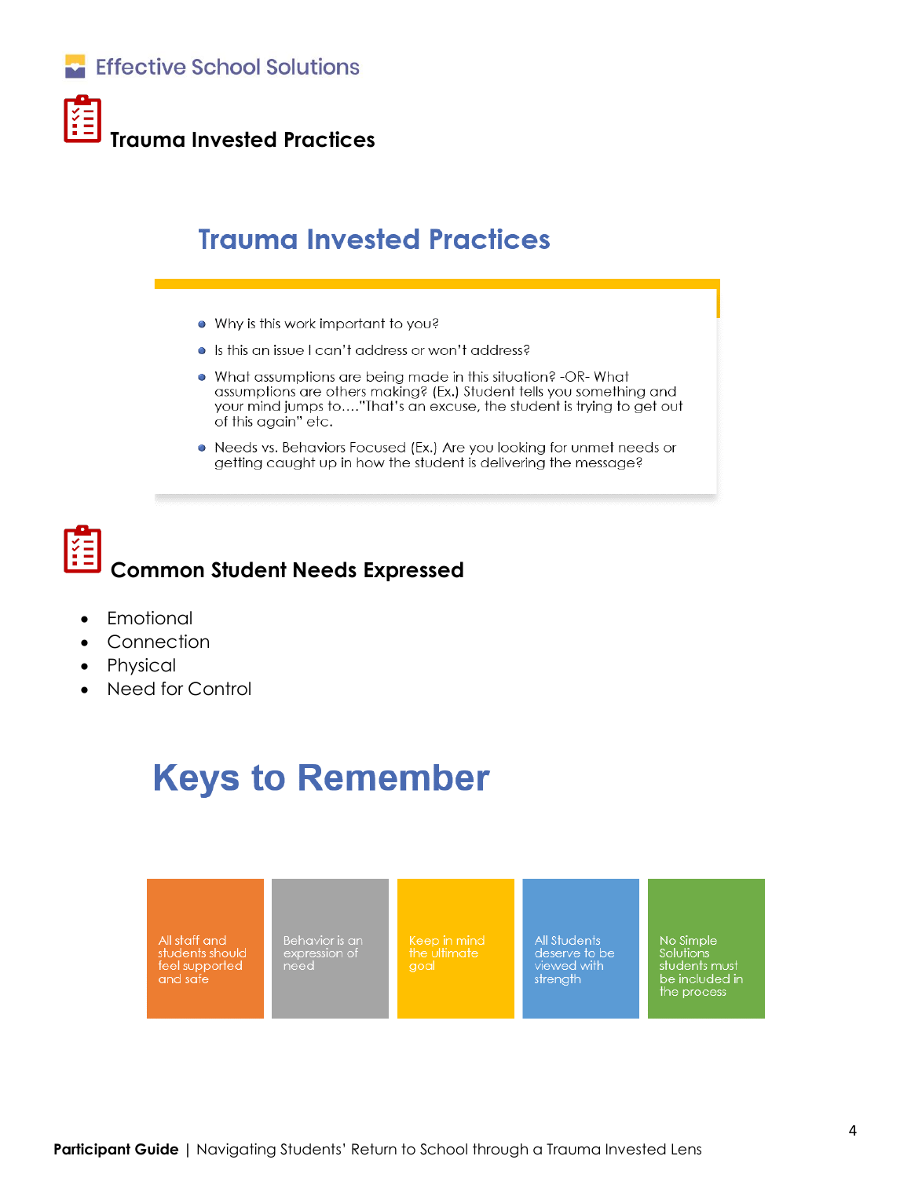## Trauma Invested Practices

### Trauma Invested Practices

- Why is this work important to you?
- Is this an issue I can't address or won't address?
- What assumptions are being made in this situation? -OR- What assumptions are others making? (Ex.) Student tells you something and your mind jumps to...."That's an excuse, the student is trying to get out of this again" etc.
- Needs vs. Behaviors Focused (Ex.) Are you looking for unmet needs or getting caught up in how the student is delivering the message?

## Common Student Needs Expressed

- Emotional
- Connection
- Physical
- Need for Control

# Keys to Remember

- All staff and students should feel supported and safe
- Behavior is an expression of need
- Keep in mind the ultimate goal
- All Students deserve to be viewed with strength
- No Simple Solutions students must be included in the process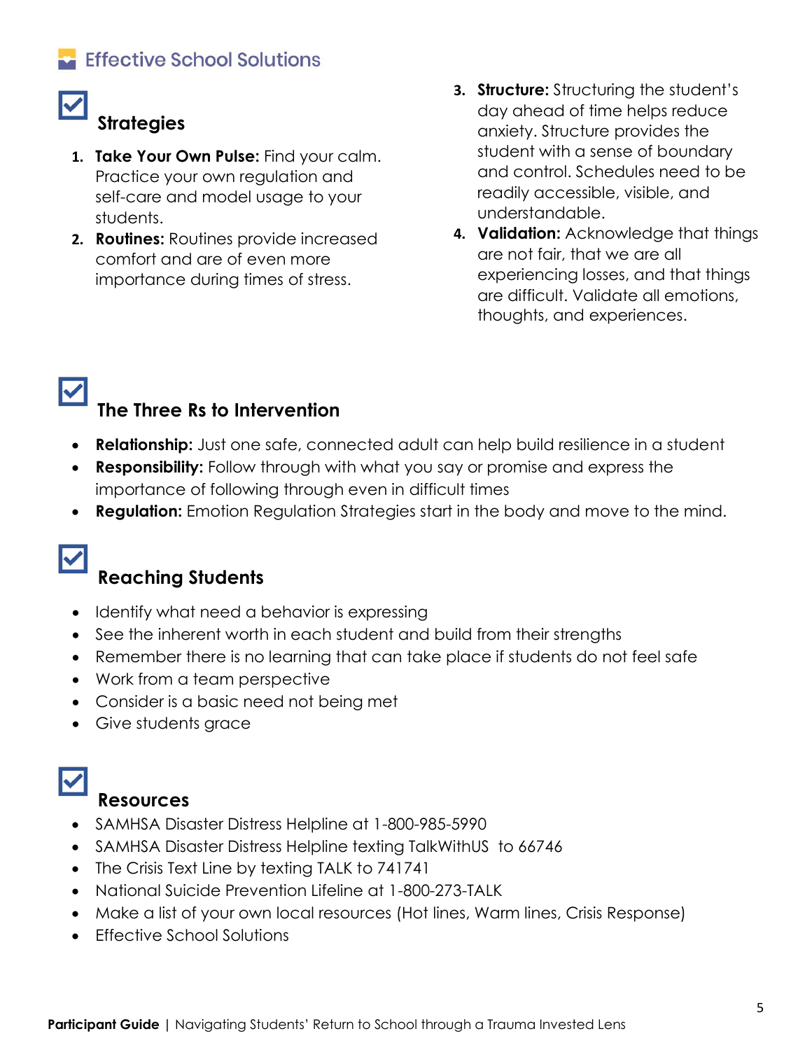## Strategies

1. **Take Your Own Pulse:** Find your calm. Practice your own regulation and self-care and model usage to your students.
2. **Routines:** Routines provide increased comfort and are of even more importance during times of stress.
3. **Structure:** Structuring the student's day ahead of time helps reduce anxiety. Structure provides the student with a sense of boundary and control. Schedules need to be readily accessible, visible, and understandable.
4. **Validation:** Acknowledge that things are not fair, that we are all experiencing losses, and that things are difficult. Validate all emotions, thoughts, and experiences.

## The Three Rs to Intervention

- **Relationship:** Just one safe, connected adult can help build resilience in a student
- **Responsibility:** Follow through with what you say or promise and express the importance of following through even in difficult times
- **Regulation:** Emotion Regulation Strategies start in the body and move to the mind.

## Reaching Students

- Identify what need a behavior is expressing
- See the inherent worth in each student and build from their strengths
- Remember there is no learning that can take place if students do not feel safe
- Work from a team perspective
- Consider is a basic need not being met
- Give students grace

## Resources

- SAMHSA Disaster Distress Helpline at 1-800-985-5990
- SAMHSA Disaster Distress Helpline texting TalkWithUS to 66746
- The Crisis Text Line by texting TALK to 741741
- National Suicide Prevention Lifeline at 1-800-273-TALK
- Make a list of your own local resources (Hot lines, Warm lines, Crisis Response)
- Effective School Solutions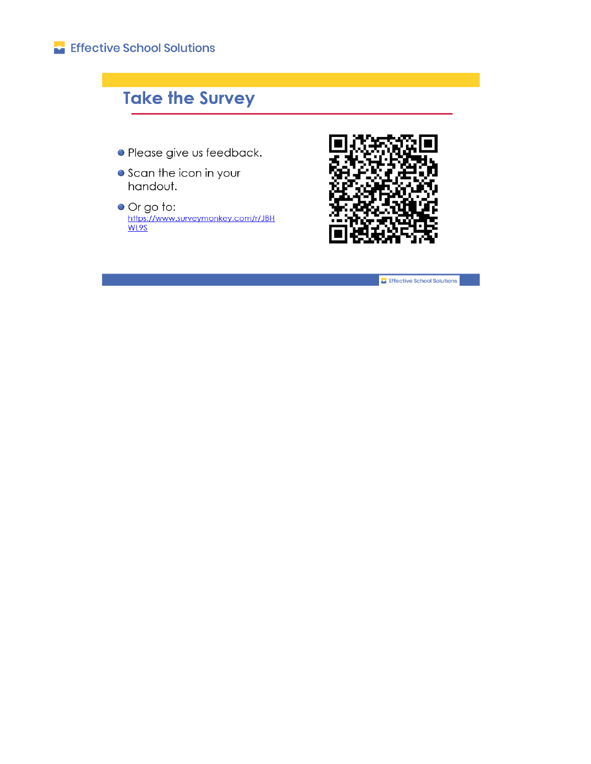## Take the Survey

- Please give us feedback.
- Scan the icon in your handout.
- Or go to: https://www.surveymonkey.com/r/JBHWL9S